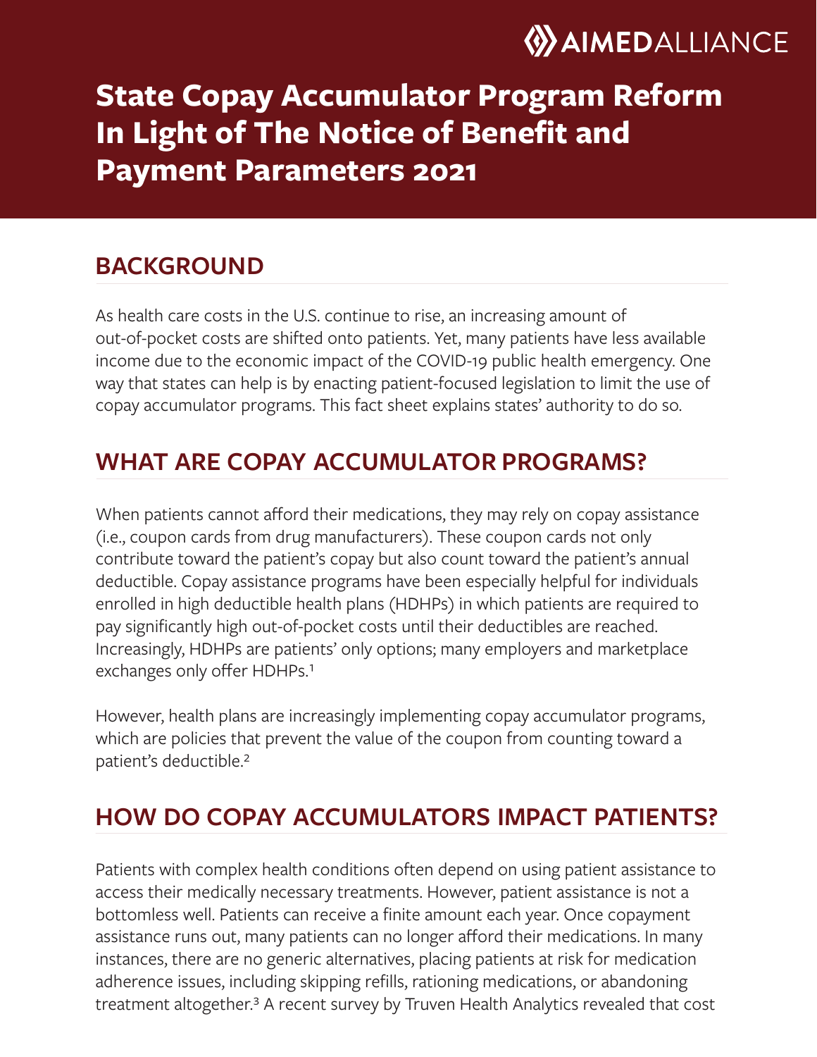# State Copay Accumulator Program Reform In Light of The Notice of Benefit and Payment Parameters 2021

## BACKGROUND

As health care costs in the U.S. continue to rise, an increasing amount of out-of-pocket costs are shifted onto patients. Yet, many patients have less available income due to the economic impact of the COVID-19 public health emergency. One way that states can help is by enacting patient-focused legislation to limit the use of copay accumulator programs. This fact sheet explains states' authority to do so.

## WHAT ARE COPAY ACCUMULATOR PROGRAMS?

When patients cannot afford their medications, they may rely on copay assistance (i.e., coupon cards from drug manufacturers). These coupon cards not only contribute toward the patient's copay but also count toward the patient's annual deductible. Copay assistance programs have been especially helpful for individuals enrolled in high deductible health plans (HDHPs) in which patients are required to pay significantly high out-of-pocket costs until their deductibles are reached. Increasingly, HDHPs are patients' only options; many employers and marketplace exchanges only offer HDHPs.[1]

However, health plans are increasingly implementing copay accumulator programs, which are policies that prevent the value of the coupon from counting toward a patient's deductible.[2]

## HOW DO COPAY ACCUMULATORS IMPACT PATIENTS?

Patients with complex health conditions often depend on using patient assistance to access their medically necessary treatments. However, patient assistance is not a bottomless well. Patients can receive a finite amount each year. Once copayment assistance runs out, many patients can no longer afford their medications. In many instances, there are no generic alternatives, placing patients at risk for medication adherence issues, including skipping refills, rationing medications, or abandoning treatment altogether.[3] A recent survey by Truven Health Analytics revealed that cost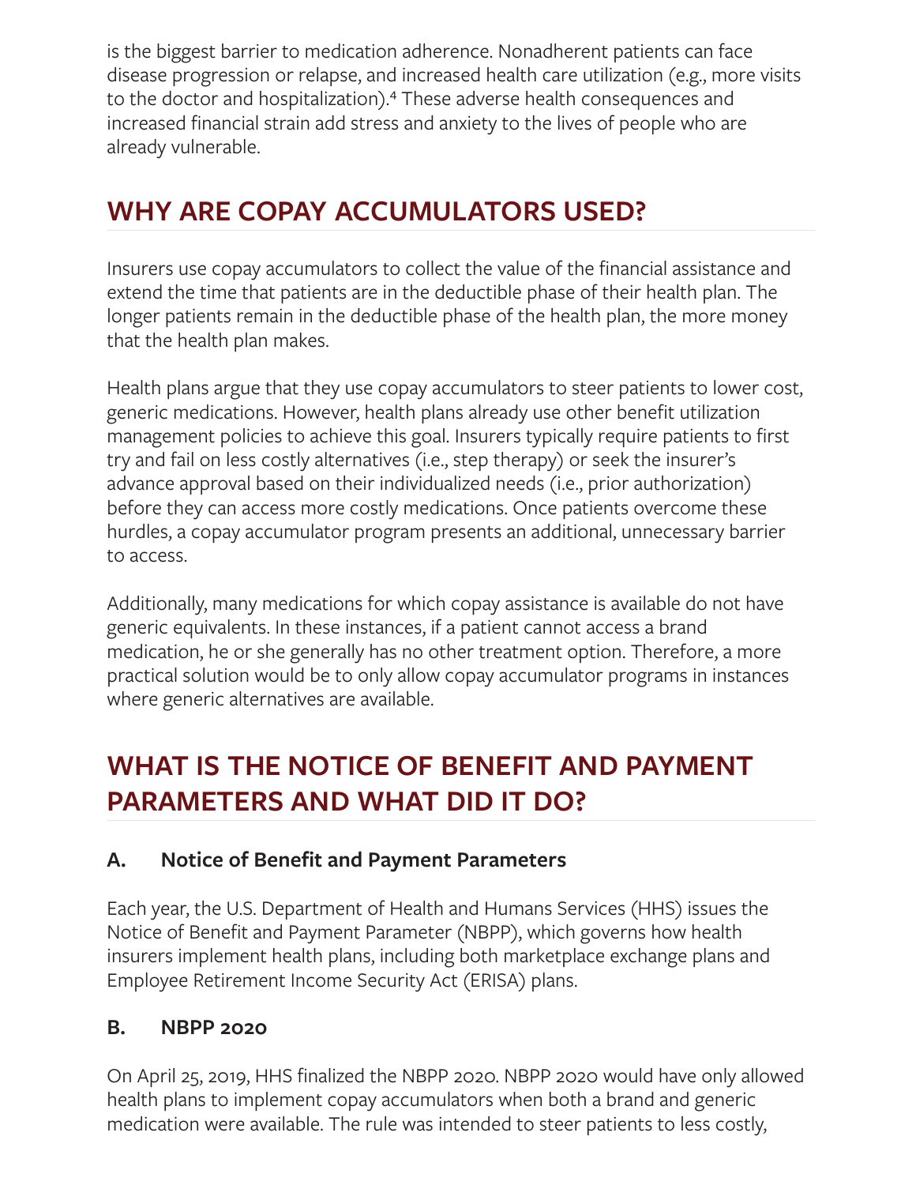is the biggest barrier to medication adherence. Nonadherent patients can face disease progression or relapse, and increased health care utilization (e.g., more visits to the doctor and hospitalization).[4] These adverse health consequences and increased financial strain add stress and anxiety to the lives of people who are already vulnerable.

## WHY ARE COPAY ACCUMULATORS USED?

Insurers use copay accumulators to collect the value of the financial assistance and extend the time that patients are in the deductible phase of their health plan. The longer patients remain in the deductible phase of the health plan, the more money that the health plan makes.

Health plans argue that they use copay accumulators to steer patients to lower cost, generic medications. However, health plans already use other benefit utilization management policies to achieve this goal. Insurers typically require patients to first try and fail on less costly alternatives (i.e., step therapy) or seek the insurer's advance approval based on their individualized needs (i.e., prior authorization) before they can access more costly medications. Once patients overcome these hurdles, a copay accumulator program presents an additional, unnecessary barrier to access.

Additionally, many medications for which copay assistance is available do not have generic equivalents. In these instances, if a patient cannot access a brand medication, he or she generally has no other treatment option. Therefore, a more practical solution would be to only allow copay accumulator programs in instances where generic alternatives are available.

## WHAT IS THE NOTICE OF BENEFIT AND PAYMENT PARAMETERS AND WHAT DID IT DO?

### A. Notice of Benefit and Payment Parameters

Each year, the U.S. Department of Health and Humans Services (HHS) issues the Notice of Benefit and Payment Parameter (NBPP), which governs how health insurers implement health plans, including both marketplace exchange plans and Employee Retirement Income Security Act (ERISA) plans.

### B. NBPP 2020

On April 25, 2019, HHS finalized the NBPP 2020. NBPP 2020 would have only allowed health plans to implement copay accumulators when both a brand and generic medication were available. The rule was intended to steer patients to less costly,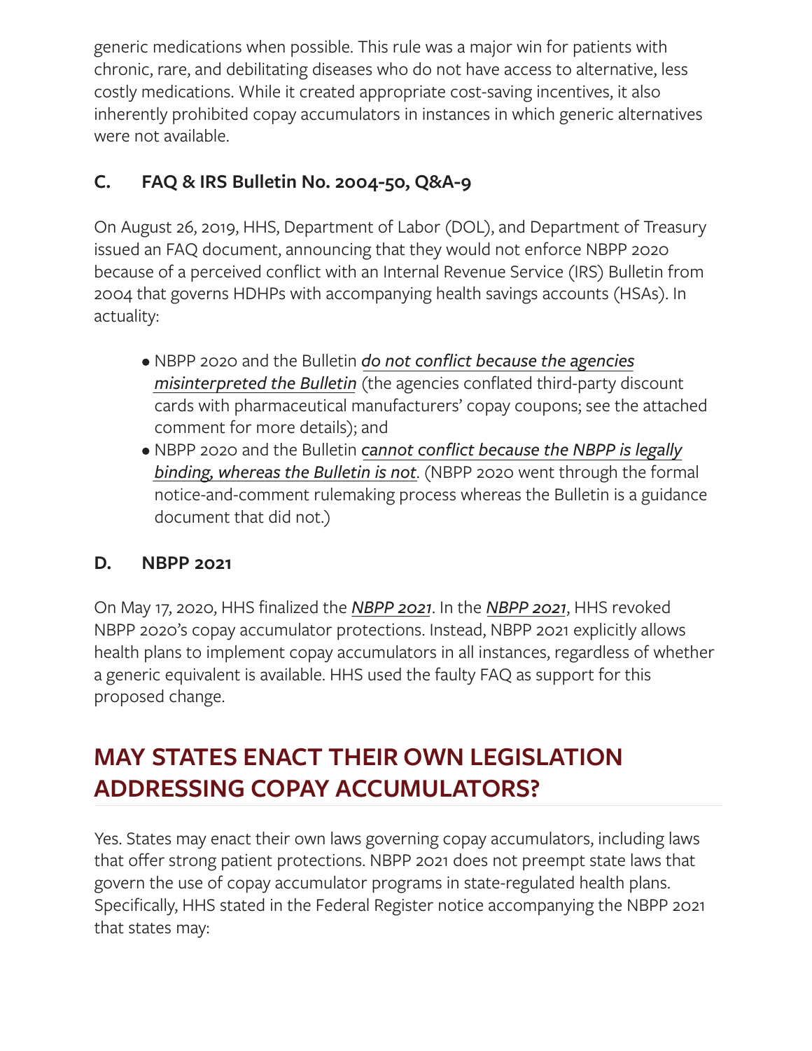generic medications when possible. This rule was a major win for patients with chronic, rare, and debilitating diseases who do not have access to alternative, less costly medications. While it created appropriate cost-saving incentives, it also inherently prohibited copay accumulators in instances in which generic alternatives were not available.

### C. FAQ & IRS Bulletin No. 2004-50, Q&A-9

On August 26, 2019, HHS, Department of Labor (DOL), and Department of Treasury issued an FAQ document, announcing that they would not enforce NBPP 2020 because of a perceived conflict with an Internal Revenue Service (IRS) Bulletin from 2004 that governs HDHPs with accompanying health savings accounts (HSAs). In actuality:

- NBPP 2020 and the Bulletin *do not conflict because the agencies misinterpreted the Bulletin* (the agencies conflated third-party discount cards with pharmaceutical manufacturers' copay coupons; see the attached comment for more details); and
- NBPP 2020 and the Bulletin *cannot conflict because the NBPP is legally binding, whereas the Bulletin is not*. (NBPP 2020 went through the formal notice-and-comment rulemaking process whereas the Bulletin is a guidance document that did not.)

### D. NBPP 2021

On May 17, 2020, HHS finalized the *NBPP 2021*. In the *NBPP 2021*, HHS revoked NBPP 2020's copay accumulator protections. Instead, NBPP 2021 explicitly allows health plans to implement copay accumulators in all instances, regardless of whether a generic equivalent is available. HHS used the faulty FAQ as support for this proposed change.

## MAY STATES ENACT THEIR OWN LEGISLATION ADDRESSING COPAY ACCUMULATORS?

Yes. States may enact their own laws governing copay accumulators, including laws that offer strong patient protections. NBPP 2021 does not preempt state laws that govern the use of copay accumulator programs in state-regulated health plans. Specifically, HHS stated in the Federal Register notice accompanying the NBPP 2021 that states may: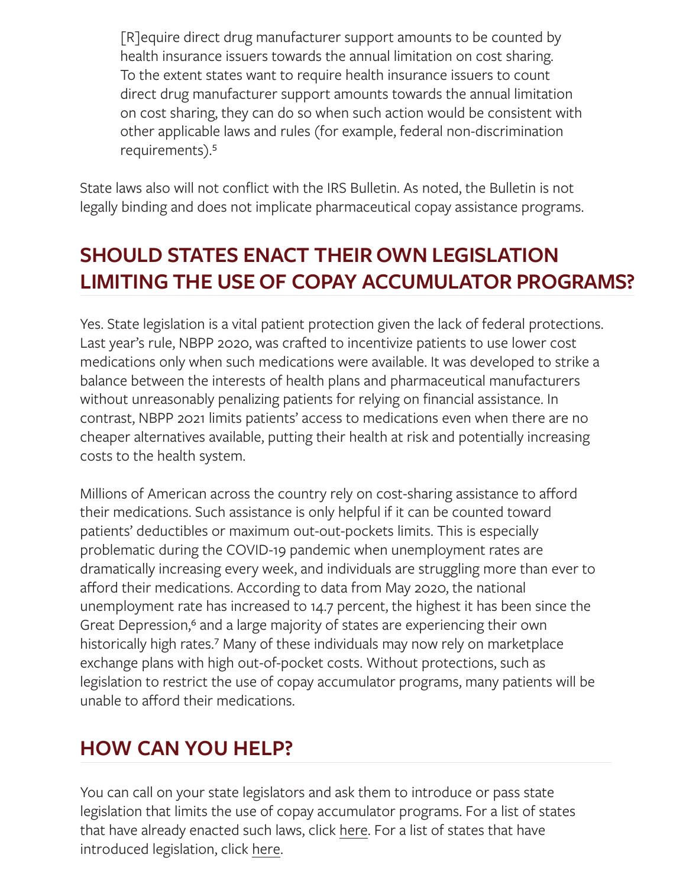> [R]equire direct drug manufacturer support amounts to be counted by health insurance issuers towards the annual limitation on cost sharing. To the extent states want to require health insurance issuers to count direct drug manufacturer support amounts towards the annual limitation on cost sharing, they can do so when such action would be consistent with other applicable laws and rules (for example, federal non-discrimination requirements).[5]

State laws also will not conflict with the IRS Bulletin. As noted, the Bulletin is not legally binding and does not implicate pharmaceutical copay assistance programs.

## SHOULD STATES ENACT THEIR OWN LEGISLATION LIMITING THE USE OF COPAY ACCUMULATOR PROGRAMS?

Yes. State legislation is a vital patient protection given the lack of federal protections. Last year's rule, NBPP 2020, was crafted to incentivize patients to use lower cost medications only when such medications were available. It was developed to strike a balance between the interests of health plans and pharmaceutical manufacturers without unreasonably penalizing patients for relying on financial assistance. In contrast, NBPP 2021 limits patients' access to medications even when there are no cheaper alternatives available, putting their health at risk and potentially increasing costs to the health system.

Millions of American across the country rely on cost-sharing assistance to afford their medications. Such assistance is only helpful if it can be counted toward patients' deductibles or maximum out-out-pockets limits. This is especially problematic during the COVID-19 pandemic when unemployment rates are dramatically increasing every week, and individuals are struggling more than ever to afford their medications. According to data from May 2020, the national unemployment rate has increased to 14.7 percent, the highest it has been since the Great Depression,[6] and a large majority of states are experiencing their own historically high rates.[7] Many of these individuals may now rely on marketplace exchange plans with high out-of-pocket costs. Without protections, such as legislation to restrict the use of copay accumulator programs, many patients will be unable to afford their medications.

## HOW CAN YOU HELP?

You can call on your state legislators and ask them to introduce or pass state legislation that limits the use of copay accumulator programs. For a list of states that have already enacted such laws, click here. For a list of states that have introduced legislation, click here.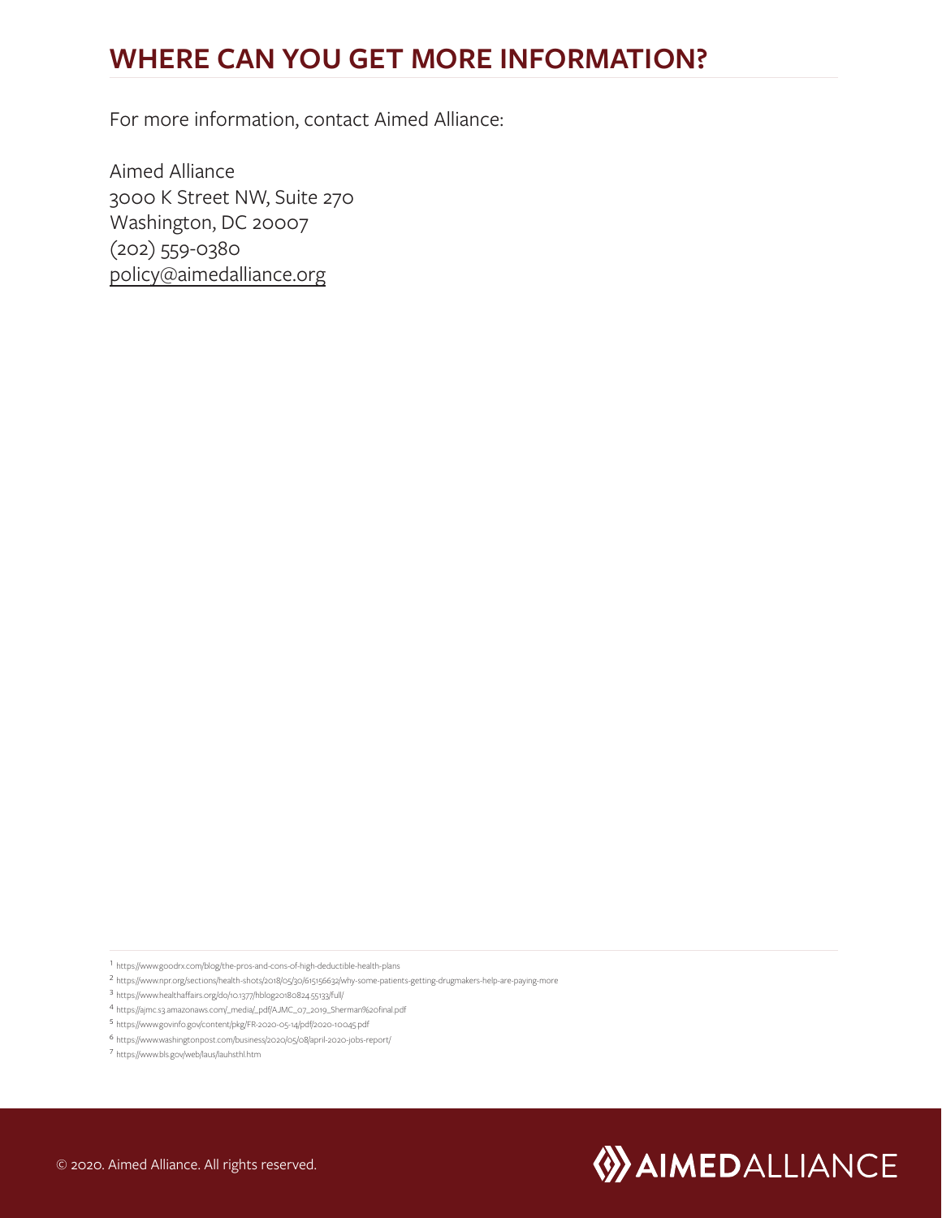## WHERE CAN YOU GET MORE INFORMATION?

For more information, contact Aimed Alliance:

Aimed Alliance
3000 K Street NW, Suite 270
Washington, DC 20007
(202) 559-0380
policy@aimedalliance.org

[1] https://www.goodrx.com/blog/the-pros-and-cons-of-high-deductible-health-plans

[2] https://www.npr.org/sections/health-shots/2018/05/30/615156632/why-some-patients-getting-drugmakers-help-are-paying-more

[3] https://www.healthaffairs.org/do/10.1377/hblog20180824.55133/full/

[4] https://ajmc.s3.amazonaws.com/_media/_pdf/AJMC_07_2019_Sherman%20final.pdf

[5] https://www.govinfo.gov/content/pkg/FR-2020-05-14/pdf/2020-10045.pdf

[6] https://www.washingtonpost.com/business/2020/05/08/april-2020-jobs-report/

[7] https://www.bls.gov/web/laus/lauhsthl.htm

© 2020. Aimed Alliance. All rights reserved.